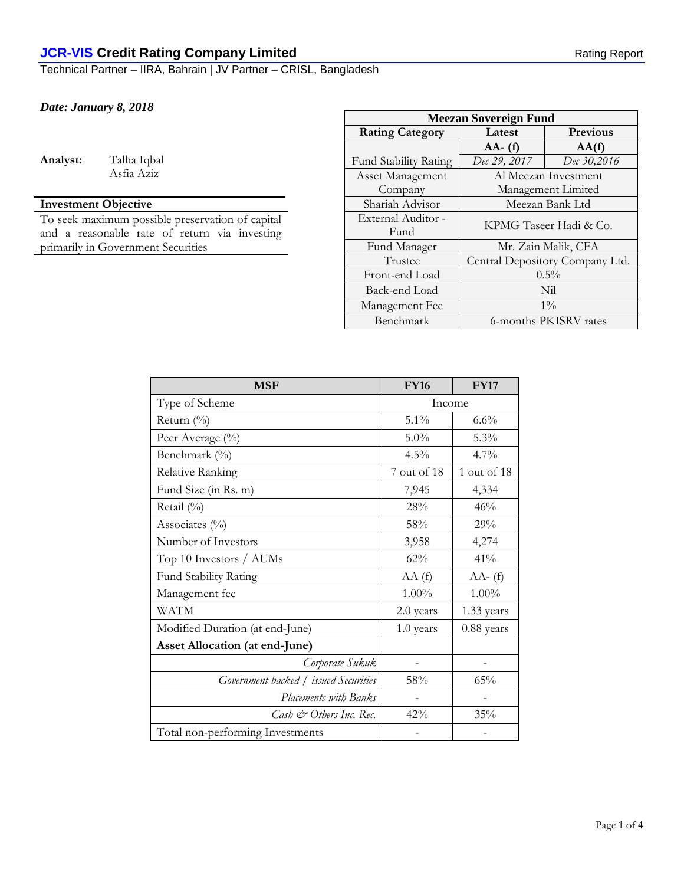**JCR-VIS Credit Rating Company Limited** — Rating Report

Technical Partner – IIRA, Bahrain | JV Partner – CRISL, Bangladesh

***Date: January 8, 2018***

**Analyst:** Talha Iqbal
Asfia Aziz

| **Investment Objective** |
|---|
| To seek maximum possible preservation of capital and a reasonable rate of return via investing primarily in Government Securities |

| **Meezan Sovereign Fund** | | |
|---|---|---|
| **Rating Category** | **Latest** | **Previous** |
| Fund Stability Rating | **AA- (f)** *Dec 29, 2017* | **AA(f)** *Dec 30,2016* |
| Asset Management Company | Al Meezan Investment Management Limited | |
| Shariah Advisor | Meezan Bank Ltd | |
| External Auditor - Fund | KPMG Taseer Hadi & Co. | |
| Fund Manager | Mr. Zain Malik, CFA | |
| Trustee | Central Depository Company Ltd. | |
| Front-end Load | 0.5% | |
| Back-end Load | Nil | |
| Management Fee | 1% | |
| Benchmark | 6-months PKISRV rates | |

| **MSF** | **FY16** | **FY17** |
|---|---|---|
| Type of Scheme | Income | |
| Return (%) | 5.1% | 6.6% |
| Peer Average (%) | 5.0% | 5.3% |
| Benchmark (%) | 4.5% | 4.7% |
| Relative Ranking | 7 out of 18 | 1 out of 18 |
| Fund Size (in Rs. m) | 7,945 | 4,334 |
| Retail (%) | 28% | 46% |
| Associates (%) | 58% | 29% |
| Number of Investors | 3,958 | 4,274 |
| Top 10 Investors / AUMs | 62% | 41% |
| Fund Stability Rating | AA (f) | AA- (f) |
| Management fee | 1.00% | 1.00% |
| WATM | 2.0 years | 1.33 years |
| Modified Duration (at end-June) | 1.0 years | 0.88 years |
| **Asset Allocation (at end-June)** | | |
| *Corporate Sukuk* | - | - |
| *Government backed / issued Securities* | 58% | 65% |
| *Placements with Banks* | - | - |
| *Cash & Others Inc. Rec.* | 42% | 35% |
| Total non-performing Investments | - | - |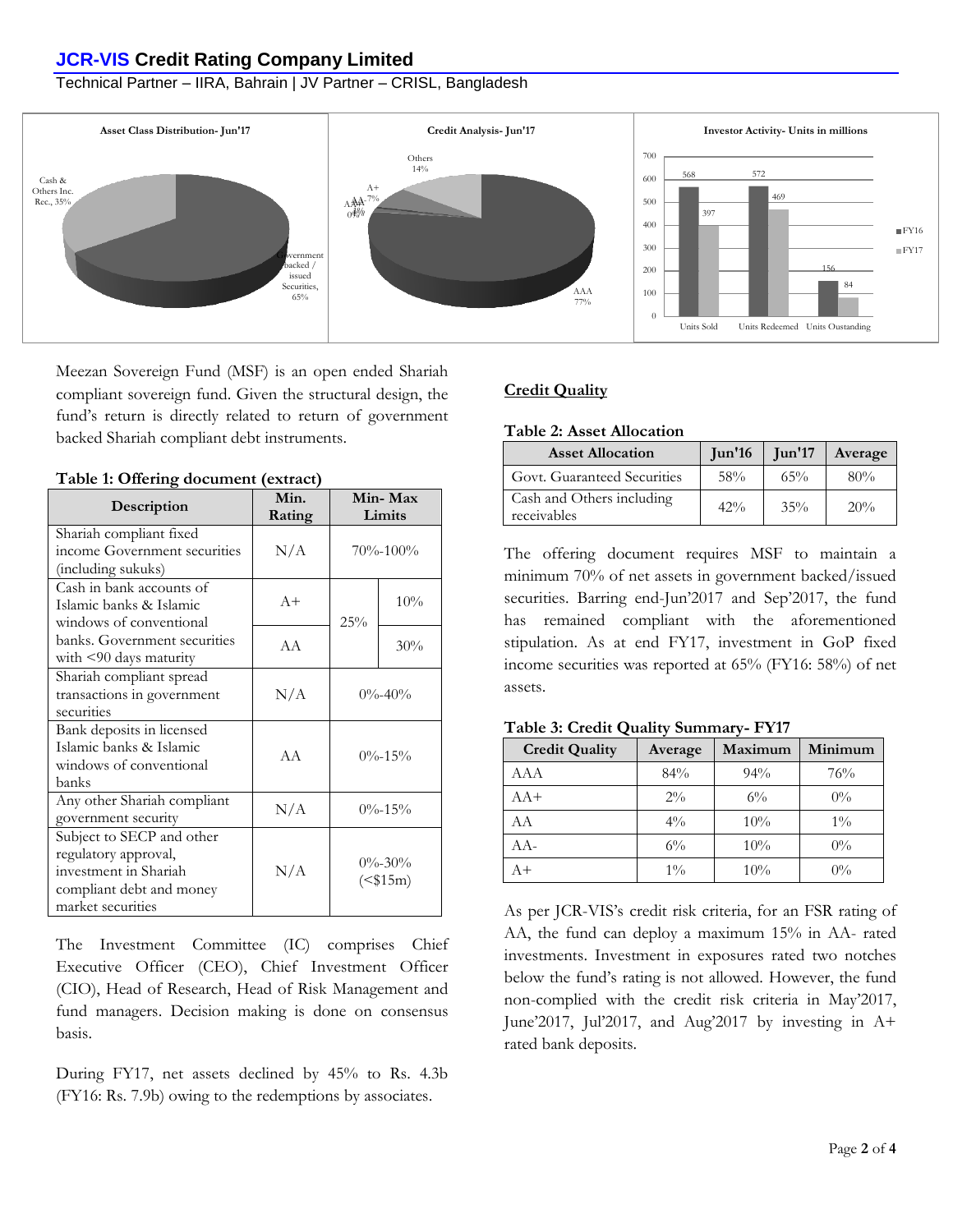Meezan Sovereign Fund (MSF) is an open ended Shariah compliant sovereign fund. Given the structural design, the fund's return is directly related to return of government backed Shariah compliant debt instruments.

**Table 1: Offering document (extract)**

| Description | Min. Rating | Min- Max Limits | |
|---|---|---|---|
| Shariah compliant fixed income Government securities (including sukuks) | N/A | 70%-100% | |
| Cash in bank accounts of Islamic banks & Islamic windows of conventional banks. Government securities with <90 days maturity | A+ | 25% | 10% |
| | AA | | 30% |
| Shariah compliant spread transactions in government securities | N/A | 0%-40% | |
| Bank deposits in licensed Islamic banks & Islamic windows of conventional banks | AA | 0%-15% | |
| Any other Shariah compliant government security | N/A | 0%-15% | |
| Subject to SECP and other regulatory approval, investment in Shariah compliant debt and money market securities | N/A | 0%-30% (<$15m) | |

The Investment Committee (IC) comprises Chief Executive Officer (CEO), Chief Investment Officer (CIO), Head of Research, Head of Risk Management and fund managers. Decision making is done on consensus basis.

During FY17, net assets declined by 45% to Rs. 4.3b (FY16: Rs. 7.9b) owing to the redemptions by associates.

## Credit Quality

**Table 2: Asset Allocation**

| Asset Allocation | Jun'16 | Jun'17 | Average |
|---|---|---|---|
| Govt. Guaranteed Securities | 58% | 65% | 80% |
| Cash and Others including receivables | 42% | 35% | 20% |

The offering document requires MSF to maintain a minimum 70% of net assets in government backed/issued securities. Barring end-Jun'2017 and Sep'2017, the fund has remained compliant with the aforementioned stipulation. As at end FY17, investment in GoP fixed income securities was reported at 65% (FY16: 58%) of net assets.

**Table 3: Credit Quality Summary- FY17**

| Credit Quality | Average | Maximum | Minimum |
|---|---|---|---|
| AAA | 84% | 94% | 76% |
| AA+ | 2% | 6% | 0% |
| AA | 4% | 10% | 1% |
| AA- | 6% | 10% | 0% |
| A+ | 1% | 10% | 0% |

As per JCR-VIS's credit risk criteria, for an FSR rating of AA, the fund can deploy a maximum 15% in AA- rated investments. Investment in exposures rated two notches below the fund's rating is not allowed. However, the fund non-complied with the credit risk criteria in May'2017, June'2017, Jul'2017, and Aug'2017 by investing in A+ rated bank deposits.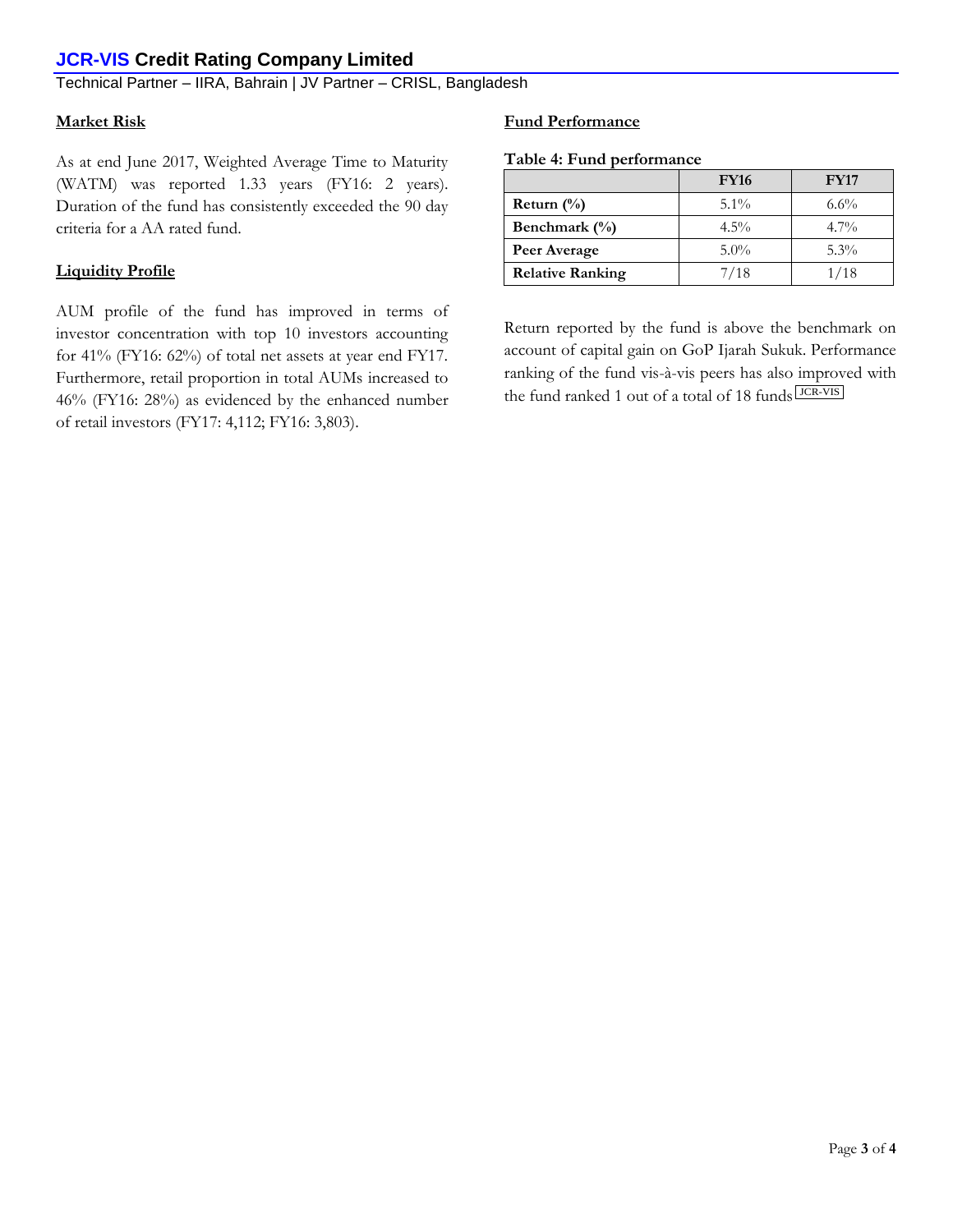## Market Risk

As at end June 2017, Weighted Average Time to Maturity (WATM) was reported 1.33 years (FY16: 2 years). Duration of the fund has consistently exceeded the 90 day criteria for a AA rated fund.

## Liquidity Profile

AUM profile of the fund has improved in terms of investor concentration with top 10 investors accounting for 41% (FY16: 62%) of total net assets at year end FY17. Furthermore, retail proportion in total AUMs increased to 46% (FY16: 28%) as evidenced by the enhanced number of retail investors (FY17: 4,112; FY16: 3,803).

## Fund Performance

**Table 4: Fund performance**

| | FY16 | FY17 |
|---|---|---|
| **Return (%)** | 5.1% | 6.6% |
| **Benchmark (%)** | 4.5% | 4.7% |
| **Peer Average** | 5.0% | 5.3% |
| **Relative Ranking** | 7/18 | 1/18 |

Return reported by the fund is above the benchmark on account of capital gain on GoP Ijarah Sukuk. Performance ranking of the fund vis-à-vis peers has also improved with the fund ranked 1 out of a total of 18 funds JCR-VIS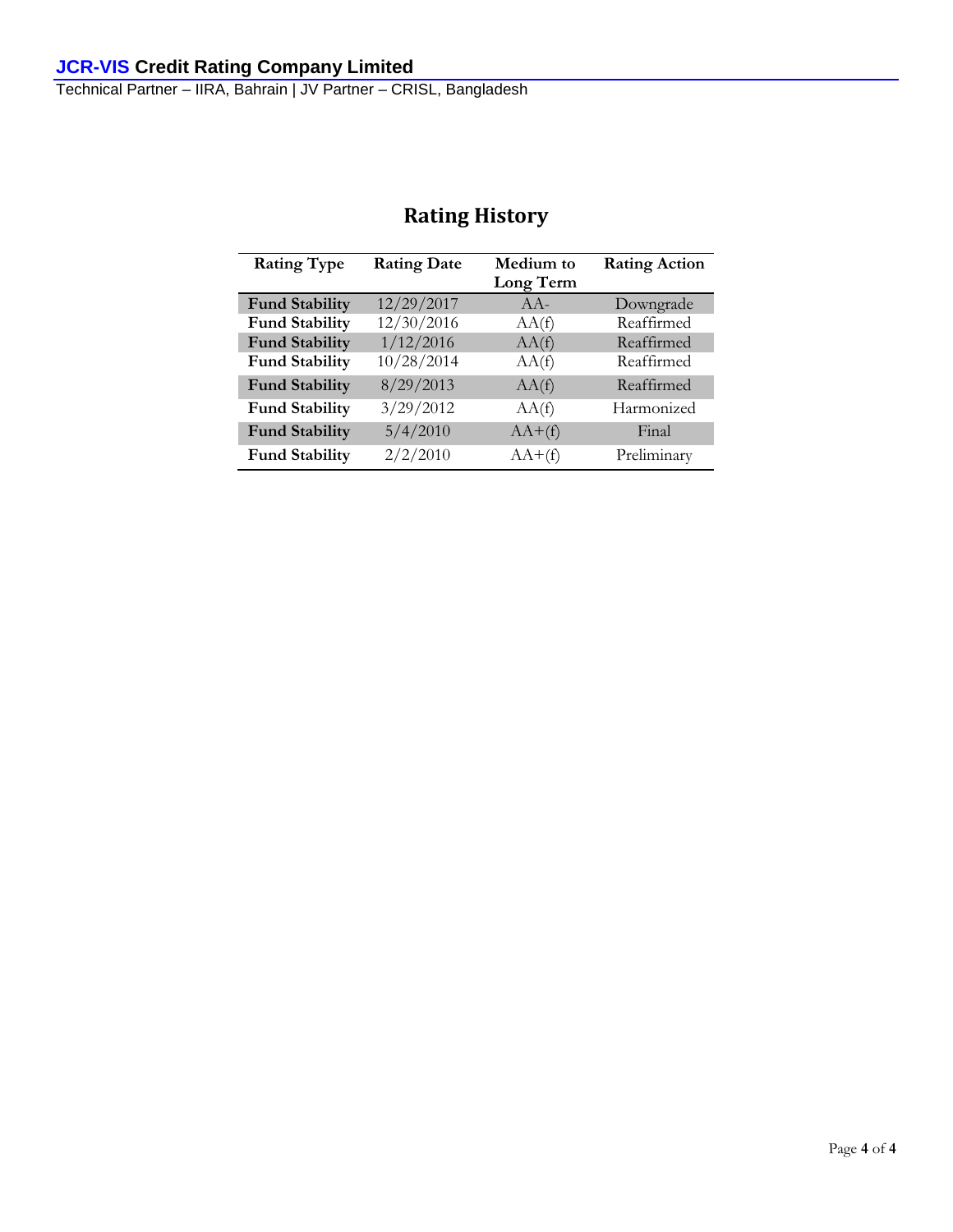# Rating History

| Rating Type | Rating Date | Medium to Long Term | Rating Action |
|---|---|---|---|
| **Fund Stability** | 12/29/2017 | AA- | Downgrade |
| **Fund Stability** | 12/30/2016 | AA(f) | Reaffirmed |
| **Fund Stability** | 1/12/2016 | AA(f) | Reaffirmed |
| **Fund Stability** | 10/28/2014 | AA(f) | Reaffirmed |
| **Fund Stability** | 8/29/2013 | AA(f) | Reaffirmed |
| **Fund Stability** | 3/29/2012 | AA(f) | Harmonized |
| **Fund Stability** | 5/4/2010 | AA+(f) | Final |
| **Fund Stability** | 2/2/2010 | AA+(f) | Preliminary |